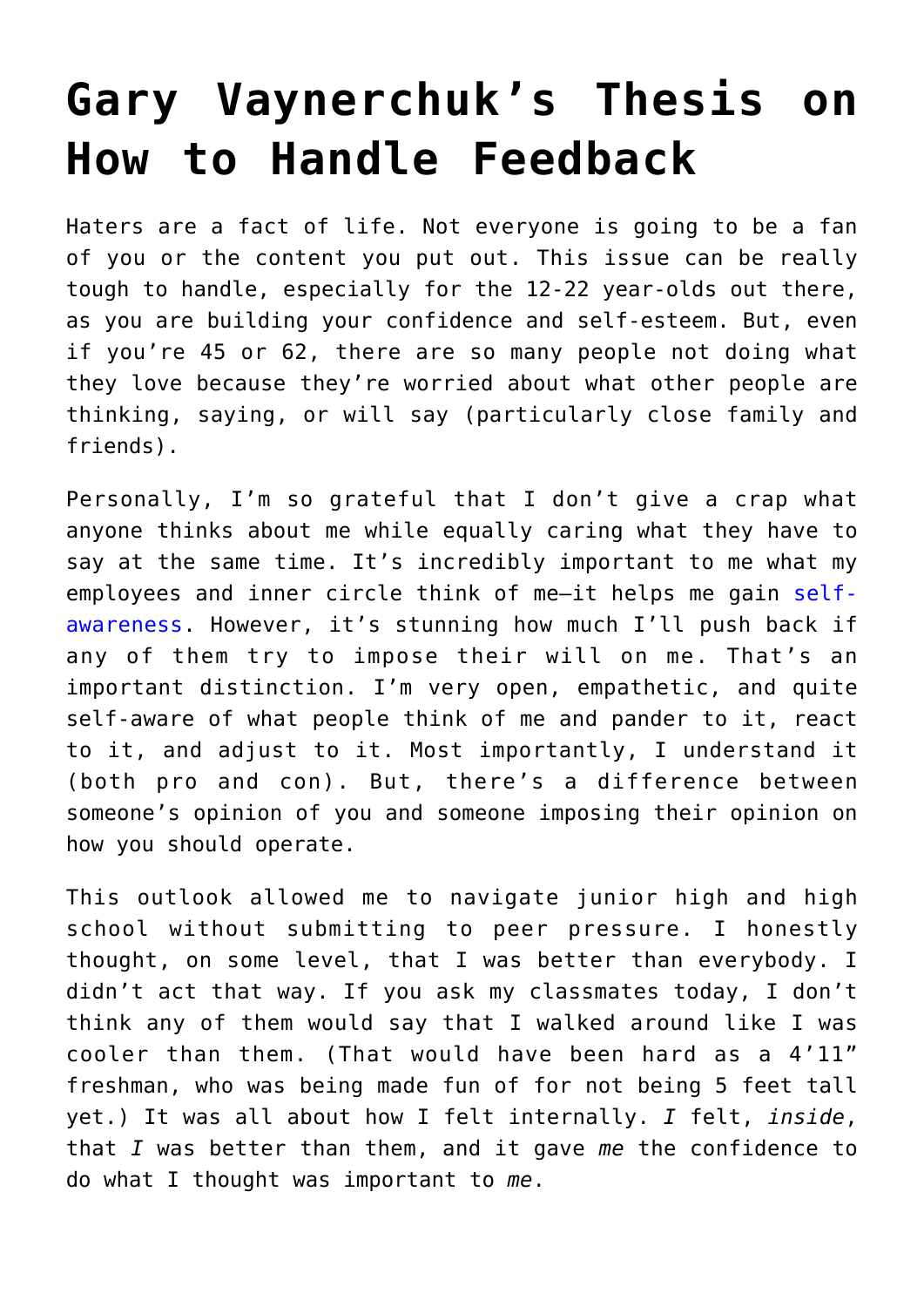# Gary Vaynerchuk's Thesis on How to Handle Feedback

Haters are a fact of life. Not everyone is going to be a fan of you or the content you put out. This issue can be really tough to handle, especially for the 12-22 year-olds out there, as you are building your confidence and self-esteem. But, even if you're 45 or 62, there are so many people not doing what they love because they're worried about what other people are thinking, saying, or will say (particularly close family and friends).

Personally, I'm so grateful that I don't give a crap what anyone thinks about me while equally caring what they have to say at the same time. It's incredibly important to me what my employees and inner circle think of me—it helps me gain self-awareness. However, it's stunning how much I'll push back if any of them try to impose their will on me. That's an important distinction. I'm very open, empathetic, and quite self-aware of what people think of me and pander to it, react to it, and adjust to it. Most importantly, I understand it (both pro and con). But, there's a difference between someone's opinion of you and someone imposing their opinion on how you should operate.

This outlook allowed me to navigate junior high and high school without submitting to peer pressure. I honestly thought, on some level, that I was better than everybody. I didn't act that way. If you ask my classmates today, I don't think any of them would say that I walked around like I was cooler than them. (That would have been hard as a 4'11" freshman, who was being made fun of for not being 5 feet tall yet.) It was all about how I felt internally. *I* felt, *inside*, that *I* was better than them, and it gave *me* the confidence to do what I thought was important to *me*.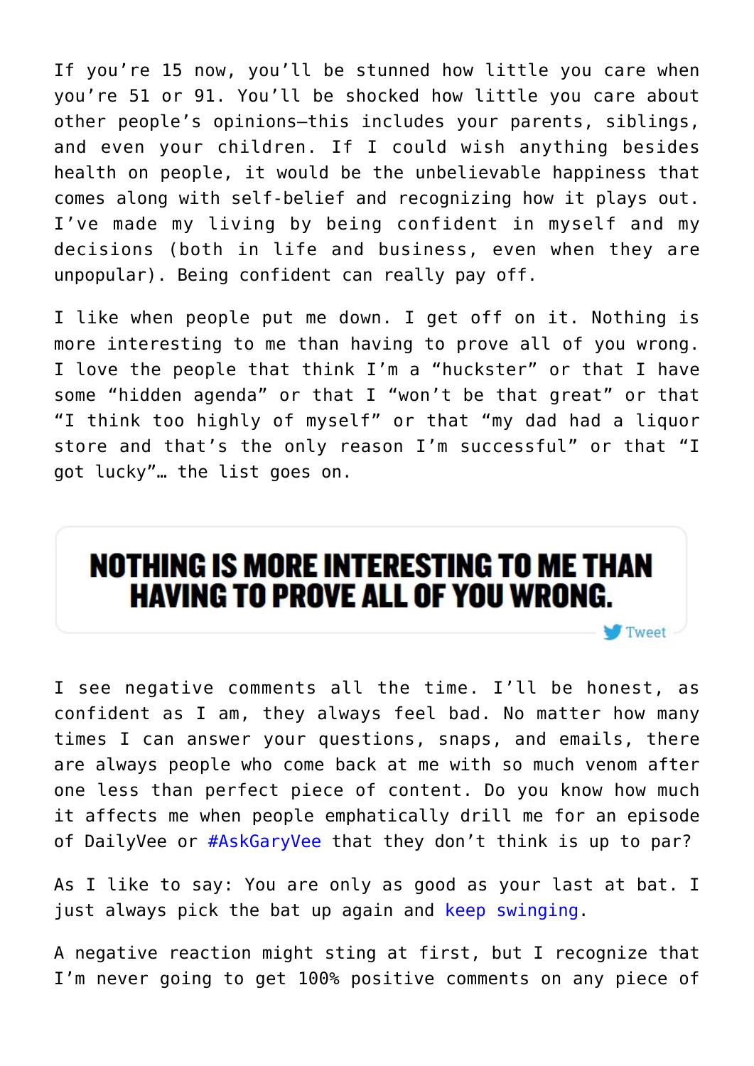If you're 15 now, you'll be stunned how little you care when you're 51 or 91. You'll be shocked how little you care about other people's opinions—this includes your parents, siblings, and even your children. If I could wish anything besides health on people, it would be the unbelievable happiness that comes along with self-belief and recognizing how it plays out. I've made my living by being confident in myself and my decisions (both in life and business, even when they are unpopular). Being confident can really pay off.

I like when people put me down. I get off on it. Nothing is more interesting to me than having to prove all of you wrong. I love the people that think I'm a "huckster" or that I have some "hidden agenda" or that I "won't be that great" or that "I think too highly of myself" or that "my dad had a liquor store and that's the only reason I'm successful" or that "I got lucky"… the list goes on.

**NOTHING IS MORE INTERESTING TO ME THAN HAVING TO PROVE ALL OF YOU WRONG.**

Tweet

I see negative comments all the time. I'll be honest, as confident as I am, they always feel bad. No matter how many times I can answer your questions, snaps, and emails, there are always people who come back at me with so much venom after one less than perfect piece of content. Do you know how much it affects me when people emphatically drill me for an episode of DailyVee or #AskGaryVee that they don't think is up to par?

As I like to say: You are only as good as your last at bat. I just always pick the bat up again and keep swinging.

A negative reaction might sting at first, but I recognize that I'm never going to get 100% positive comments on any piece of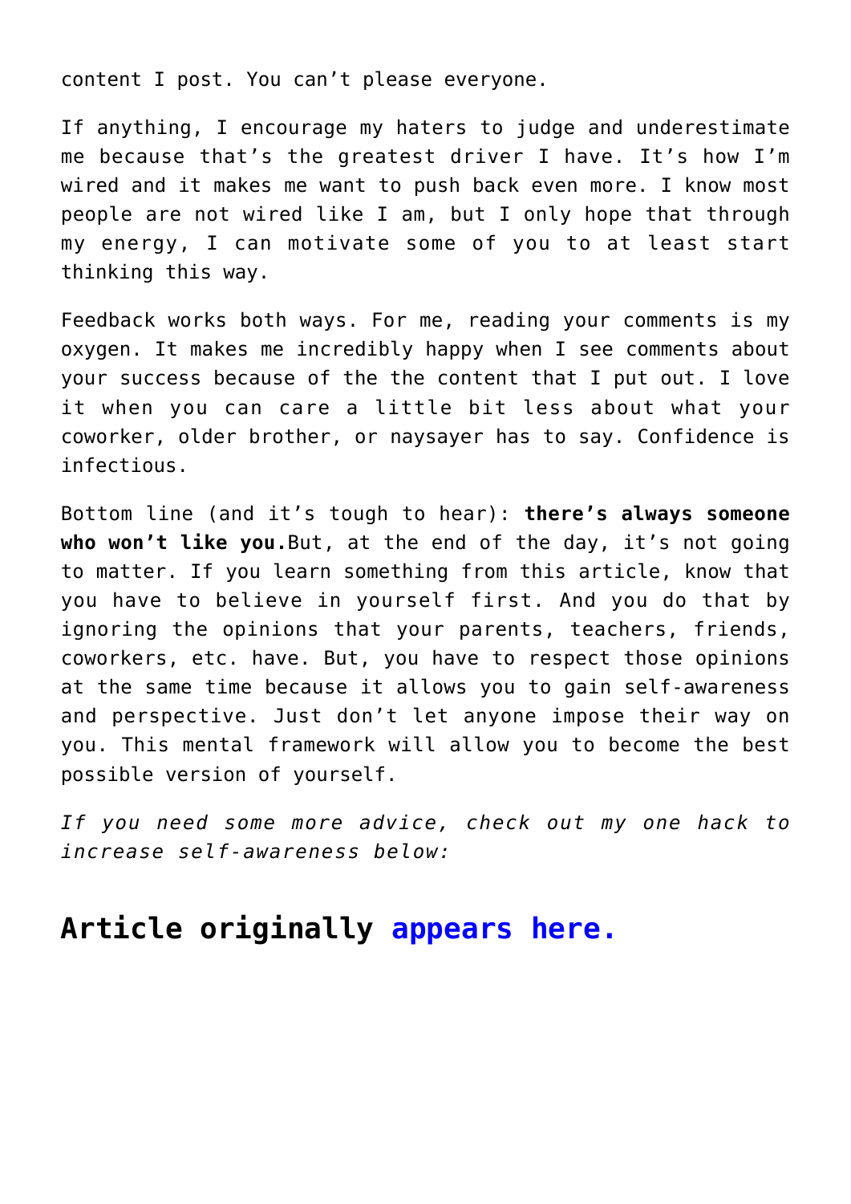content I post. You can't please everyone.

If anything, I encourage my haters to judge and underestimate me because that's the greatest driver I have. It's how I'm wired and it makes me want to push back even more. I know most people are not wired like I am, but I only hope that through my energy, I can motivate some of you to at least start thinking this way.

Feedback works both ways. For me, reading your comments is my oxygen. It makes me incredibly happy when I see comments about your success because of the the content that I put out. I love it when you can care a little bit less about what your coworker, older brother, or naysayer has to say. Confidence is infectious.

Bottom line (and it's tough to hear): **there's always someone who won't like you.**But, at the end of the day, it's not going to matter. If you learn something from this article, know that you have to believe in yourself first. And you do that by ignoring the opinions that your parents, teachers, friends, coworkers, etc. have. But, you have to respect those opinions at the same time because it allows you to gain self-awareness and perspective. Just don't let anyone impose their way on you. This mental framework will allow you to become the best possible version of yourself.

*If you need some more advice, check out my one hack to increase self-awareness below:*

## Article originally appears here.